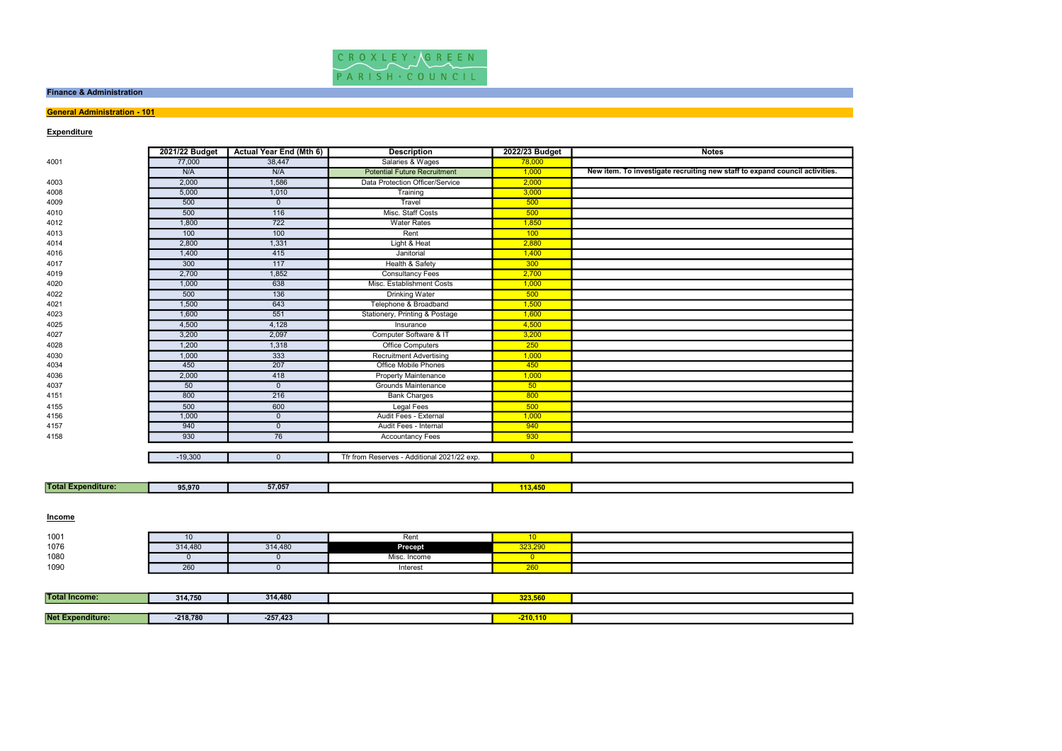CROXLEY GREEN PARISH COUNCIL

## Finance & Administration

### General Administration - 101

**Expenditure**

| | 2021/22 Budget | Actual Year End (Mth 6) | Description | 2022/23 Budget | Notes |
|---|---|---|---|---|---|
| 4001 | 77,000 | 38,447 | Salaries & Wages | 78,000 | |
| | N/A | N/A | Potential Future Recruitment | 1,000 | New item. To investigate recruiting new staff to expand council activities. |
| 4003 | 2,000 | 1,586 | Data Protection Officer/Service | 2,000 | |
| 4008 | 5,000 | 1,010 | Training | 3,000 | |
| 4009 | 500 | 0 | Travel | 500 | |
| 4010 | 500 | 116 | Misc. Staff Costs | 500 | |
| 4012 | 1,800 | 722 | Water Rates | 1,850 | |
| 4013 | 100 | 100 | Rent | 100 | |
| 4014 | 2,800 | 1,331 | Light & Heat | 2,880 | |
| 4016 | 1,400 | 415 | Janitorial | 1,400 | |
| 4017 | 300 | 117 | Health & Safety | 300 | |
| 4019 | 2,700 | 1,852 | Consultancy Fees | 2,700 | |
| 4020 | 1,000 | 638 | Misc. Establishment Costs | 1,000 | |
| 4022 | 500 | 136 | Drinking Water | 500 | |
| 4021 | 1,500 | 643 | Telephone & Broadband | 1,500 | |
| 4023 | 1,600 | 551 | Stationery, Printing & Postage | 1,600 | |
| 4025 | 4,500 | 4,128 | Insurance | 4,500 | |
| 4027 | 3,200 | 2,097 | Computer Software & IT | 3,200 | |
| 4028 | 1,200 | 1,318 | Office Computers | 250 | |
| 4030 | 1,000 | 333 | Recruitment Advertising | 1,000 | |
| 4034 | 450 | 207 | Office Mobile Phones | 450 | |
| 4036 | 2,000 | 418 | Property Maintenance | 1,000 | |
| 4037 | 50 | 0 | Grounds Maintenance | 50 | |
| 4151 | 800 | 216 | Bank Charges | 800 | |
| 4155 | 500 | 600 | Legal Fees | 500 | |
| 4156 | 1,000 | 0 | Audit Fees - External | 1,000 | |
| 4157 | 940 | 0 | Audit Fees - Internal | 940 | |
| 4158 | 930 | 76 | Accountancy Fees | 930 | |
| | -19,300 | 0 | Tfr from Reserves - Additional 2021/22 exp. | 0 | |
| **Total Expenditure:** | **95,970** | **57,057** | | **113,450** | |

**Income**

| | 2021/22 Budget | Actual Year End (Mth 6) | Description | 2022/23 Budget | Notes |
|---|---|---|---|---|---|
| 1001 | 10 | 0 | Rent | 10 | |
| 1076 | 314,480 | 314,480 | **Precept** | 323,290 | |
| 1080 | 0 | 0 | Misc. Income | 0 | |
| 1090 | 260 | 0 | Interest | 260 | |
| **Total Income:** | **314,750** | **314,480** | | **323,560** | |
| **Net Expenditure:** | **-218,780** | **-257,423** | | **-210,110** | |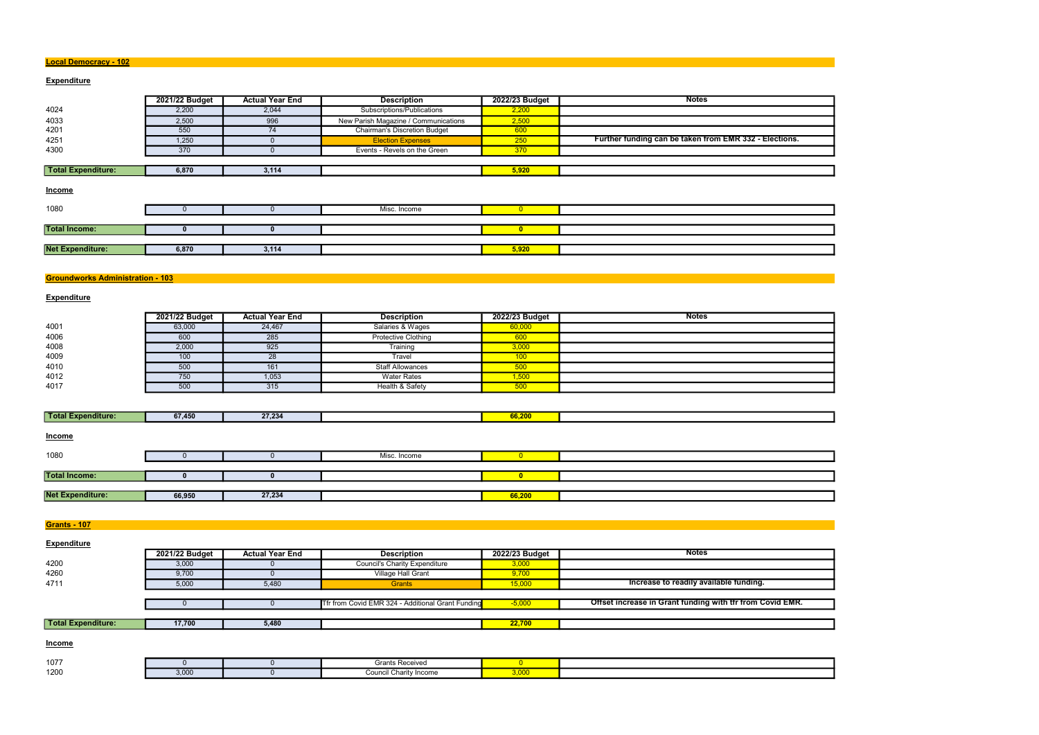## Local Democracy - 102

### Expenditure

| | 2021/22 Budget | Actual Year End | Description | 2022/23 Budget | Notes |
|---|---|---|---|---|---|
| 4024 | 2,200 | 2,044 | Subscriptions/Publications | 2,200 | |
| 4033 | 2,500 | 996 | New Parish Magazine / Communications | 2,500 | |
| 4201 | 550 | 74 | Chairman's Discretion Budget | 600 | |
| 4251 | 1,250 | 0 | Election Expenses | 250 | **Further funding can be taken from EMR 332 - Elections.** |
| 4300 | 370 | 0 | Events - Revels on the Green | 370 | |
| **Total Expenditure:** | **6,870** | **3,114** | | **5,920** | |

### Income

| | | | | | |
|---|---|---|---|---|---|
| 1080 | 0 | 0 | Misc. Income | 0 | |
| **Total Income:** | **0** | **0** | | **0** | |
| **Net Expenditure:** | **6,870** | **3,114** | | **5,920** | |

## Groundworks Administration - 103

### Expenditure

| | 2021/22 Budget | Actual Year End | Description | 2022/23 Budget | Notes |
|---|---|---|---|---|---|
| 4001 | 63,000 | 24,467 | Salaries & Wages | 60,000 | |
| 4006 | 600 | 285 | Protective Clothing | 600 | |
| 4008 | 2,000 | 925 | Training | 3,000 | |
| 4009 | 100 | 28 | Travel | 100 | |
| 4010 | 500 | 161 | Staff Allowances | 500 | |
| 4012 | 750 | 1,053 | Water Rates | 1,500 | |
| 4017 | 500 | 315 | Health & Safety | 500 | |
| **Total Expenditure:** | **67,450** | **27,234** | | **66,200** | |

### Income

| | | | | | |
|---|---|---|---|---|---|
| 1080 | 0 | 0 | Misc. Income | 0 | |
| **Total Income:** | **0** | **0** | | **0** | |
| **Net Expenditure:** | **66,950** | **27,234** | | **66,200** | |

## Grants - 107

### Expenditure

| | 2021/22 Budget | Actual Year End | Description | 2022/23 Budget | Notes |
|---|---|---|---|---|---|
| 4200 | 3,000 | 0 | Council's Charity Expenditure | 3,000 | |
| 4260 | 9,700 | 0 | Village Hall Grant | 9,700 | |
| 4711 | 5,000 | 5,480 | Grants | 15,000 | **Increase to readily available funding.** |
| | 0 | 0 | Tfr from Covid EMR 324 - Additional Grant Funding | -5,000 | **Offset increase in Grant funding with tfr from Covid EMR.** |
| **Total Expenditure:** | **17,700** | **5,480** | | **22,700** | |

### Income

| | | | | | |
|---|---|---|---|---|---|
| 1077 | 0 | 0 | Grants Received | 0 | |
| 1200 | 3,000 | 0 | Council Charity Income | 3,000 | |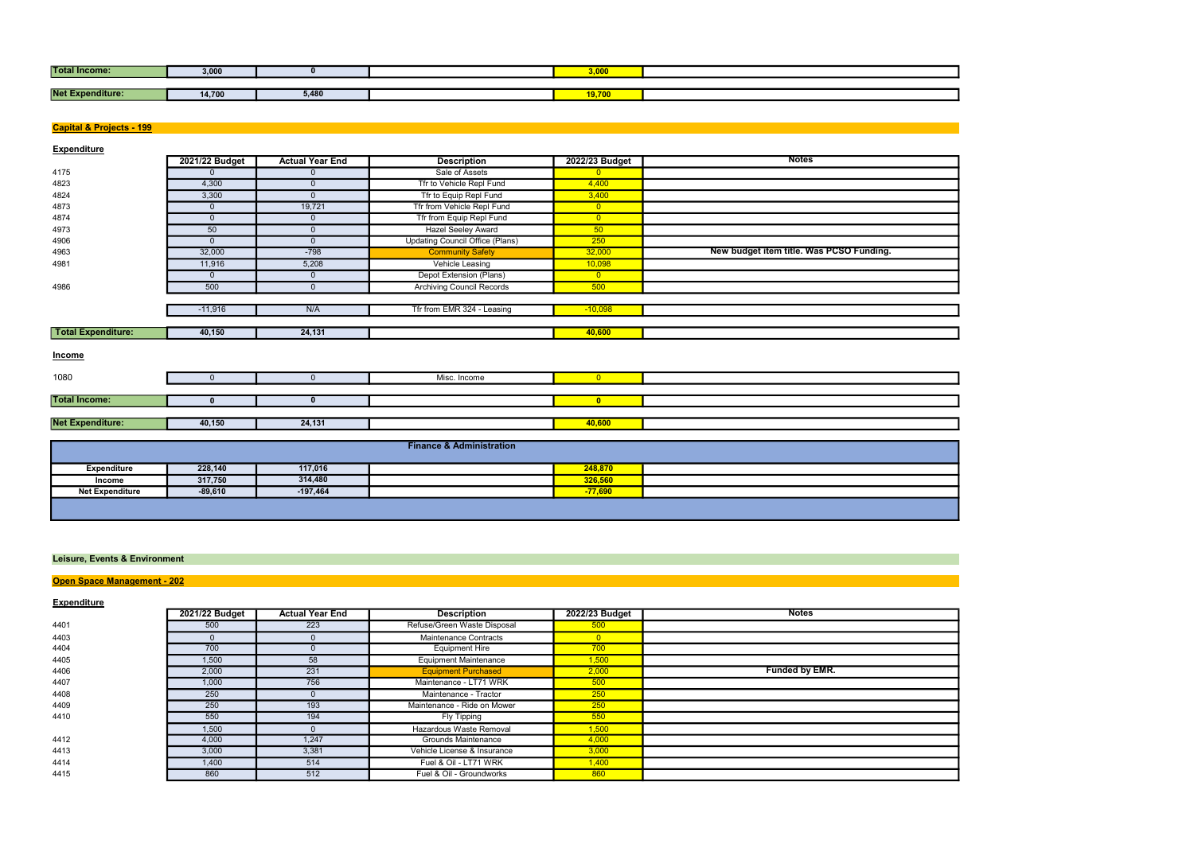| | | | | | |
|---|---|---|---|---|---|
| **Total Income:** | 3,000 | 0 | | 3,000 | |
| **Net Expenditure:** | 14,700 | 5,480 | | 19,700 | |

## Capital & Projects - 199

### Expenditure

| | 2021/22 Budget | Actual Year End | Description | 2022/23 Budget | Notes |
|---|---|---|---|---|---|
| 4175 | 0 | 0 | Sale of Assets | 0 | |
| 4823 | 4,300 | 0 | Tfr to Vehicle Repl Fund | 4,400 | |
| 4824 | 3,300 | 0 | Tfr to Equip Repl Fund | 3,400 | |
| 4873 | 0 | 19,721 | Tfr from Vehicle Repl Fund | 0 | |
| 4874 | 0 | 0 | Tfr from Equip Repl Fund | 0 | |
| 4973 | 50 | 0 | Hazel Seeley Award | 50 | |
| 4906 | 0 | 0 | Updating Council Office (Plans) | 250 | |
| 4963 | 32,000 | -798 | Community Safety | 32,000 | **New budget item title. Was PCSO Funding.** |
| 4981 | 11,916 | 5,208 | Vehicle Leasing | 10,098 | |
| | 0 | 0 | Depot Extension (Plans) | 0 | |
| 4986 | 500 | 0 | Archiving Council Records | 500 | |
| | -11,916 | N/A | Tfr from EMR 324 - Leasing | -10,098 | |
| **Total Expenditure:** | 40,150 | 24,131 | | 40,600 | |

### Income

| | | | | | |
|---|---|---|---|---|---|
| 1080 | 0 | 0 | Misc. Income | 0 | |
| **Total Income:** | 0 | 0 | | 0 | |
| **Net Expenditure:** | 40,150 | 24,131 | | 40,600 | |

## Finance & Administration

| | | | | | |
|---|---|---|---|---|---|
| **Expenditure** | 228,140 | 117,016 | | 248,870 | |
| **Income** | 317,750 | 314,480 | | 326,560 | |
| **Net Expenditure** | -89,610 | -197,464 | | -77,690 | |

## Leisure, Events & Environment

## Open Space Management - 202

### Expenditure

| | 2021/22 Budget | Actual Year End | Description | 2022/23 Budget | Notes |
|---|---|---|---|---|---|
| 4401 | 500 | 223 | Refuse/Green Waste Disposal | 500 | |
| 4403 | 0 | 0 | Maintenance Contracts | 0 | |
| 4404 | 700 | 0 | Equipment Hire | 700 | |
| 4405 | 1,500 | 58 | Equipment Maintenance | 1,500 | |
| 4406 | 2,000 | 231 | Equipment Purchased | 2,000 | **Funded by EMR.** |
| 4407 | 1,000 | 756 | Maintenance - LT71 WRK | 500 | |
| 4408 | 250 | 0 | Maintenance - Tractor | 250 | |
| 4409 | 250 | 193 | Maintenance - Ride on Mower | 250 | |
| 4410 | 550 | 194 | Fly Tipping | 550 | |
| | 1,500 | 0 | Hazardous Waste Removal | 1,500 | |
| 4412 | 4,000 | 1,247 | Grounds Maintenance | 4,000 | |
| 4413 | 3,000 | 3,381 | Vehicle License & Insurance | 3,000 | |
| 4414 | 1,400 | 514 | Fuel & Oil - LT71 WRK | 1,400 | |
| 4415 | 860 | 512 | Fuel & Oil - Groundworks | 860 | |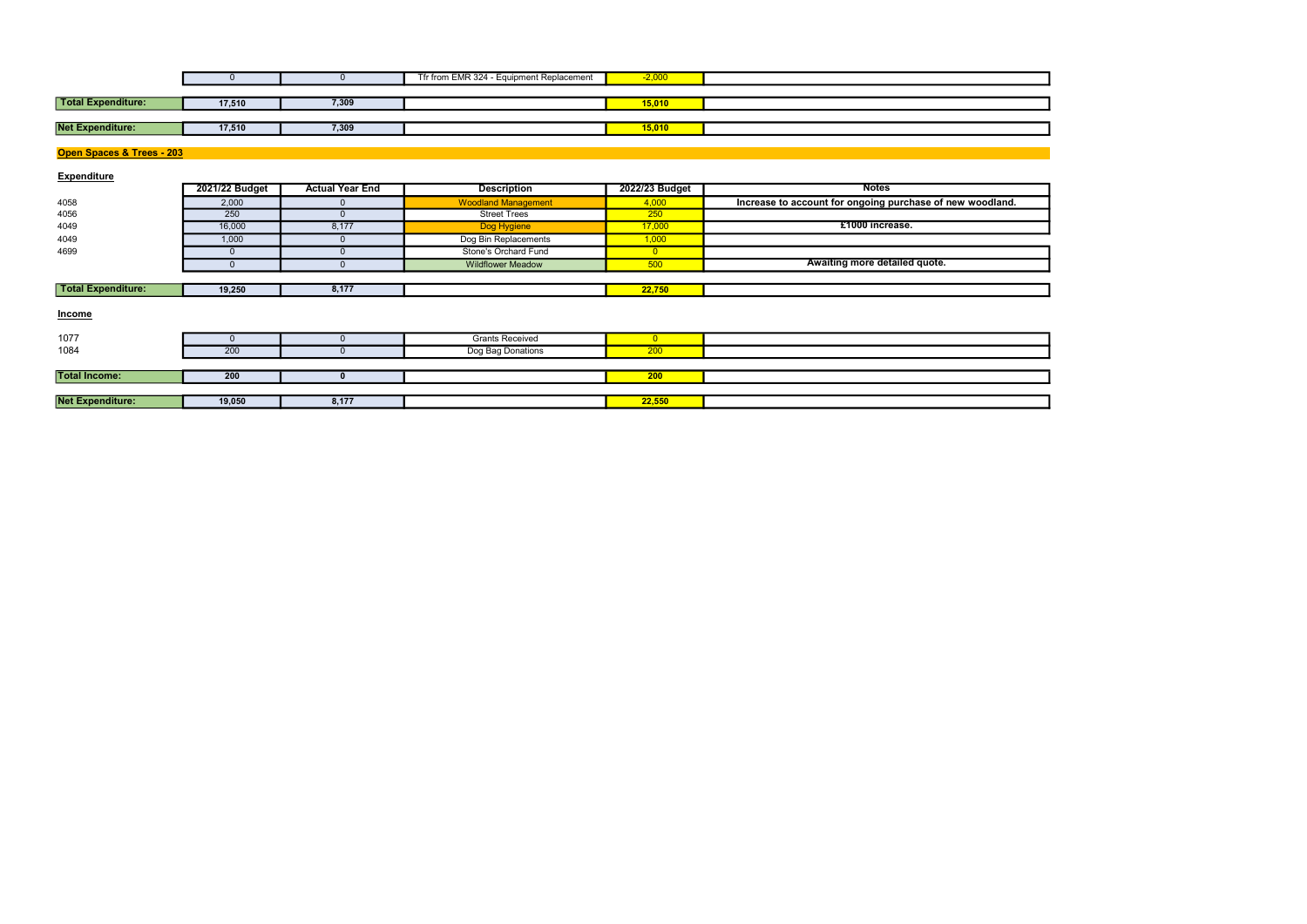| | 2021/22 Budget | Actual Year End | Description | 2022/23 Budget | Notes |
|---|---|---|---|---|---|
| | 0 | 0 | Tfr from EMR 324 - Equipment Replacement | -2,000 | |
| **Total Expenditure:** | **17,510** | **7,309** | | **15,010** | |
| **Net Expenditure:** | **17,510** | **7,309** | | **15,010** | |

## Open Spaces & Trees - 203

### Expenditure

| | 2021/22 Budget | Actual Year End | Description | 2022/23 Budget | Notes |
|---|---|---|---|---|---|
| 4058 | 2,000 | 0 | Woodland Management | 4,000 | **Increase to account for ongoing purchase of new woodland.** |
| 4056 | 250 | 0 | Street Trees | 250 | |
| 4049 | 16,000 | 8,177 | Dog Hygiene | 17,000 | **£1000 increase.** |
| 4049 | 1,000 | 0 | Dog Bin Replacements | 1,000 | |
| 4699 | 0 | 0 | Stone's Orchard Fund | 0 | |
| | 0 | 0 | Wildflower Meadow | 500 | **Awaiting more detailed quote.** |
| **Total Expenditure:** | **19,250** | **8,177** | | **22,750** | |

### Income

| | 2021/22 Budget | Actual Year End | Description | 2022/23 Budget | Notes |
|---|---|---|---|---|---|
| 1077 | 0 | 0 | Grants Received | 0 | |
| 1084 | 200 | 0 | Dog Bag Donations | 200 | |
| **Total Income:** | **200** | **0** | | **200** | |
| **Net Expenditure:** | **19,050** | **8,177** | | **22,550** | |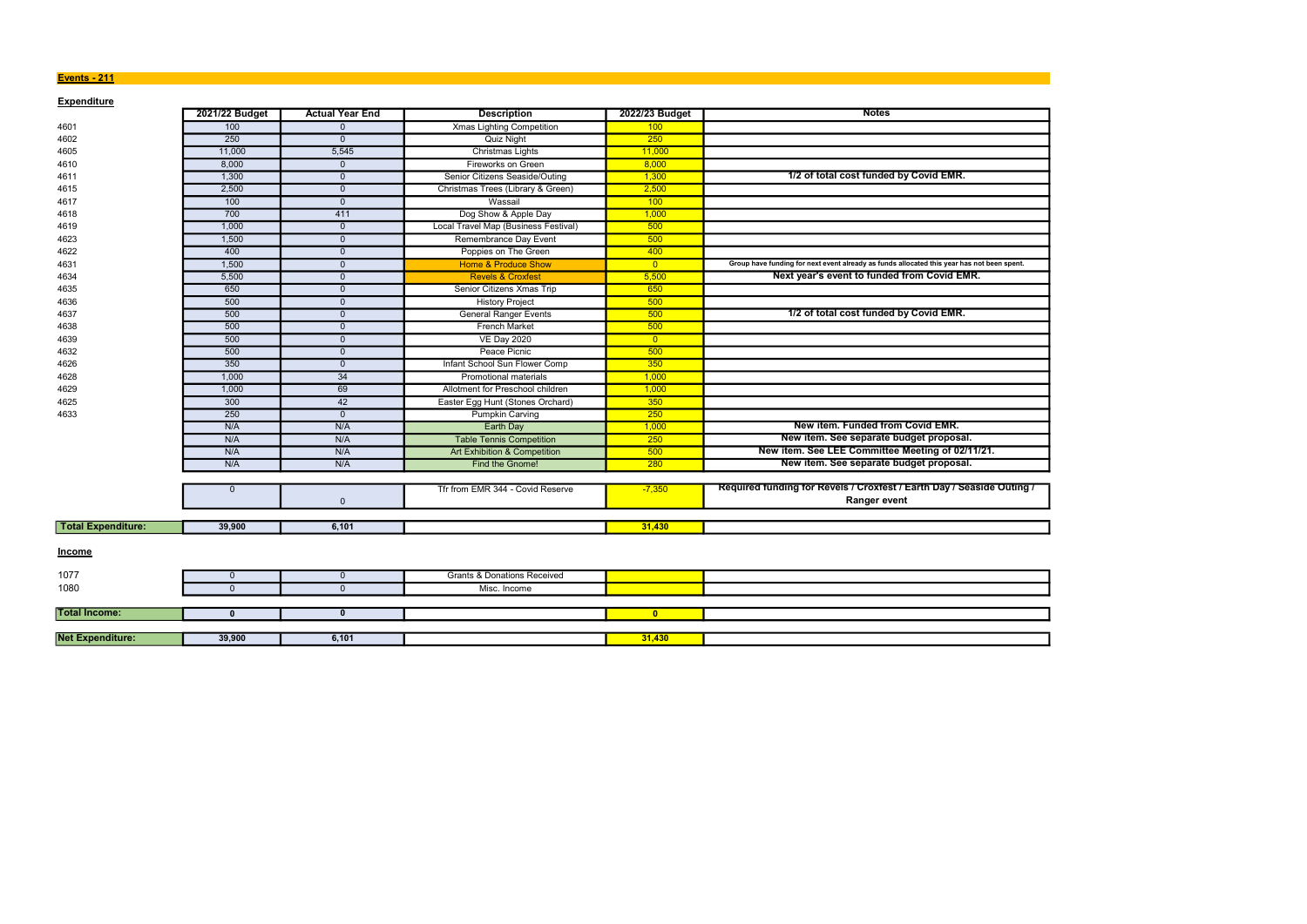## Events - 211

### Expenditure

| | 2021/22 Budget | Actual Year End | Description | 2022/23 Budget | Notes |
|---|---|---|---|---|---|
| 4601 | 100 | 0 | Xmas Lighting Competition | 100 | |
| 4602 | 250 | 0 | Quiz Night | 250 | |
| 4605 | 11,000 | 5,545 | Christmas Lights | 11,000 | |
| 4610 | 8,000 | 0 | Fireworks on Green | 8,000 | |
| 4611 | 1,300 | 0 | Senior Citizens Seaside/Outing | 1,300 | **1/2 of total cost funded by Covid EMR.** |
| 4615 | 2,500 | 0 | Christmas Trees (Library & Green) | 2,500 | |
| 4617 | 100 | 0 | Wassail | 100 | |
| 4618 | 700 | 411 | Dog Show & Apple Day | 1,000 | |
| 4619 | 1,000 | 0 | Local Travel Map (Business Festival) | 500 | |
| 4623 | 1,500 | 0 | Remembrance Day Event | 500 | |
| 4622 | 400 | 0 | Poppies on The Green | 400 | |
| 4631 | 1,500 | 0 | Home & Produce Show | 0 | **Group have funding for next event already as funds allocated this year has not been spent.** |
| 4634 | 5,500 | 0 | Revels & Croxfest | 5,500 | **Next year's event to funded from Covid EMR.** |
| 4635 | 650 | 0 | Senior Citizens Xmas Trip | 650 | |
| 4636 | 500 | 0 | History Project | 500 | |
| 4637 | 500 | 0 | General Ranger Events | 500 | **1/2 of total cost funded by Covid EMR.** |
| 4638 | 500 | 0 | French Market | 500 | |
| 4639 | 500 | 0 | VE Day 2020 | 0 | |
| 4632 | 500 | 0 | Peace Picnic | 500 | |
| 4626 | 350 | 0 | Infant School Sun Flower Comp | 350 | |
| 4628 | 1,000 | 34 | Promotional materials | 1,000 | |
| 4629 | 1,000 | 69 | Allotment for Preschool children | 1,000 | |
| 4625 | 300 | 42 | Easter Egg Hunt (Stones Orchard) | 350 | |
| 4633 | 250 | 0 | Pumpkin Carving | 250 | |
| | N/A | N/A | Earth Day | 1,000 | **New item. Funded from Covid EMR.** |
| | N/A | N/A | Table Tennis Competition | 250 | **New item. See separate budget proposal.** |
| | N/A | N/A | Art Exhibition & Competition | 500 | **New item. See LEE Committee Meeting of 02/11/21.** |
| | N/A | N/A | Find the Gnome! | 280 | **New item. See separate budget proposal.** |
| | 0 | 0 | Tfr from EMR 344 - Covid Reserve | -7,350 | **Required funding for Revels / Croxfest / Earth Day / Seaside Outing / Ranger event** |
| **Total Expenditure:** | **39,900** | **6,101** | | **31,430** | |

### Income

| | 2021/22 Budget | Actual Year End | Description | 2022/23 Budget | Notes |
|---|---|---|---|---|---|
| 1077 | 0 | 0 | Grants & Donations Received | | |
| 1080 | 0 | 0 | Misc. Income | | |
| **Total Income:** | **0** | **0** | | **0** | |
| **Net Expenditure:** | **39,900** | **6,101** | | **31,430** | |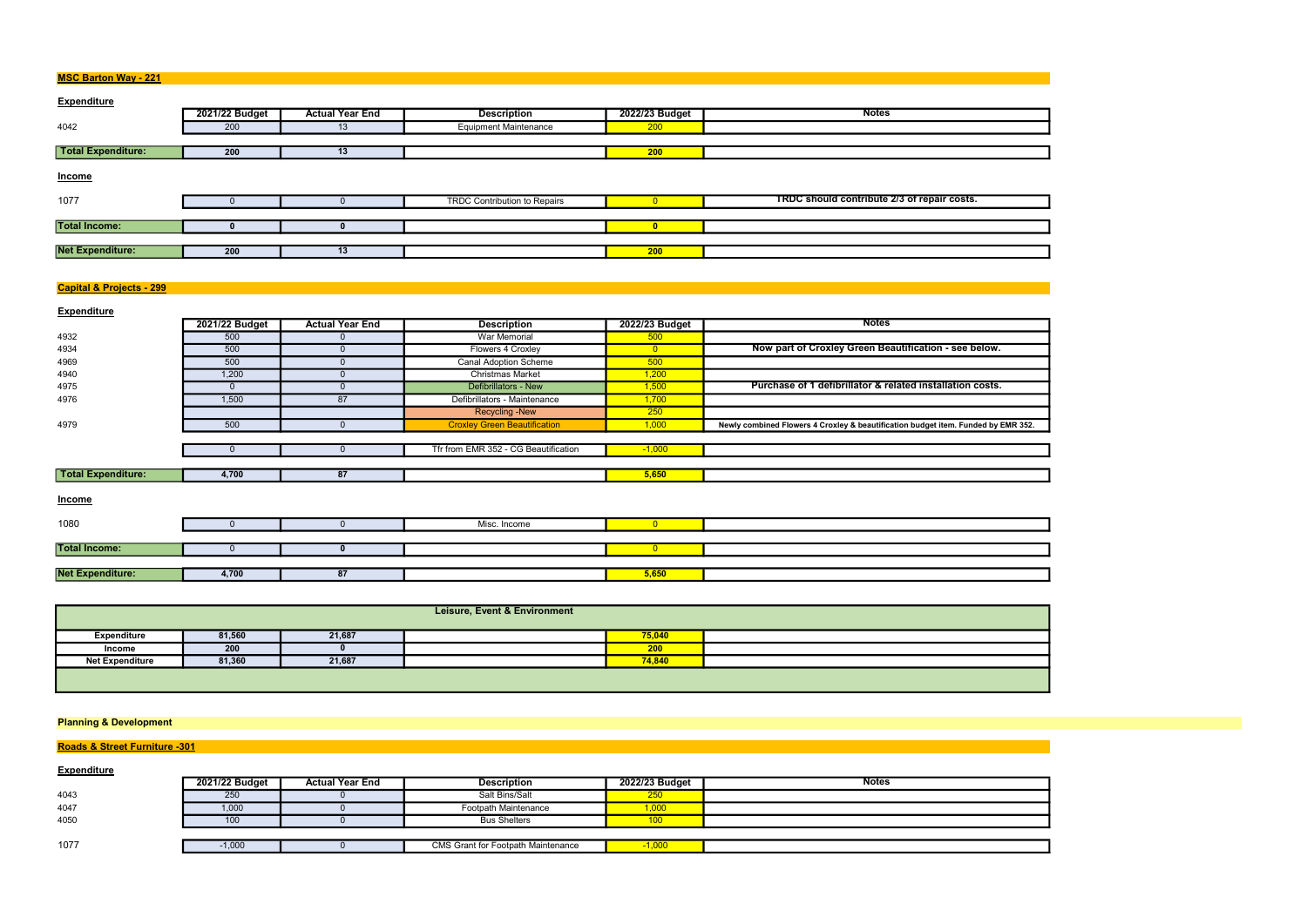## MSC Barton Way - 221

### Expenditure

| | 2021/22 Budget | Actual Year End | Description | 2022/23 Budget | Notes |
|---|---|---|---|---|---|
| 4042 | 200 | 13 | Equipment Maintenance | 200 | |
| **Total Expenditure:** | **200** | **13** | | **200** | |

### Income

| | 2021/22 Budget | Actual Year End | Description | 2022/23 Budget | Notes |
|---|---|---|---|---|---|
| 1077 | 0 | 0 | TRDC Contribution to Repairs | 0 | **TRDC should contribute 2/3 of repair costs.** |
| **Total Income:** | **0** | **0** | | **0** | |
| **Net Expenditure:** | **200** | **13** | | **200** | |

## Capital & Projects - 299

### Expenditure

| | 2021/22 Budget | Actual Year End | Description | 2022/23 Budget | Notes |
|---|---|---|---|---|---|
| 4932 | 500 | 0 | War Memorial | 500 | |
| 4934 | 500 | 0 | Flowers 4 Croxley | 0 | **Now part of Croxley Green Beautification - see below.** |
| 4969 | 500 | 0 | Canal Adoption Scheme | 500 | |
| 4940 | 1,200 | 0 | Christmas Market | 1,200 | |
| 4975 | 0 | 0 | Defibrillators - New | 1,500 | **Purchase of 1 defibrillator & related installation costs.** |
| 4976 | 1,500 | 87 | Defibrillators - Maintenance | 1,700 | |
| | | | Recycling -New | 250 | |
| 4979 | 500 | 0 | Croxley Green Beautification | 1,000 | **Newly combined Flowers 4 Croxley & beautification budget item. Funded by EMR 352.** |
| | 0 | 0 | Tfr from EMR 352 - CG Beautification | -1,000 | |
| **Total Expenditure:** | **4,700** | **87** | | **5,650** | |

### Income

| | 2021/22 Budget | Actual Year End | Description | 2022/23 Budget | Notes |
|---|---|---|---|---|---|
| 1080 | 0 | 0 | Misc. Income | 0 | |
| **Total Income:** | 0 | **0** | | 0 | |
| **Net Expenditure:** | **4,700** | **87** | | **5,650** | |

| Leisure, Event & Environment | | | | | |
|---|---|---|---|---|---|
| **Expenditure** | **81,560** | **21,687** | | **75,040** | |
| **Income** | **200** | **0** | | **200** | |
| **Net Expenditure** | **81,360** | **21,687** | | **74,840** | |

## Planning & Development

## Roads & Street Furniture -301

### Expenditure

| | 2021/22 Budget | Actual Year End | Description | 2022/23 Budget | Notes |
|---|---|---|---|---|---|
| 4043 | 250 | 0 | Salt Bins/Salt | 250 | |
| 4047 | 1,000 | 0 | Footpath Maintenance | 1,000 | |
| 4050 | 100 | 0 | Bus Shelters | 100 | |
| 1077 | -1,000 | 0 | CMS Grant for Footpath Maintenance | -1,000 | |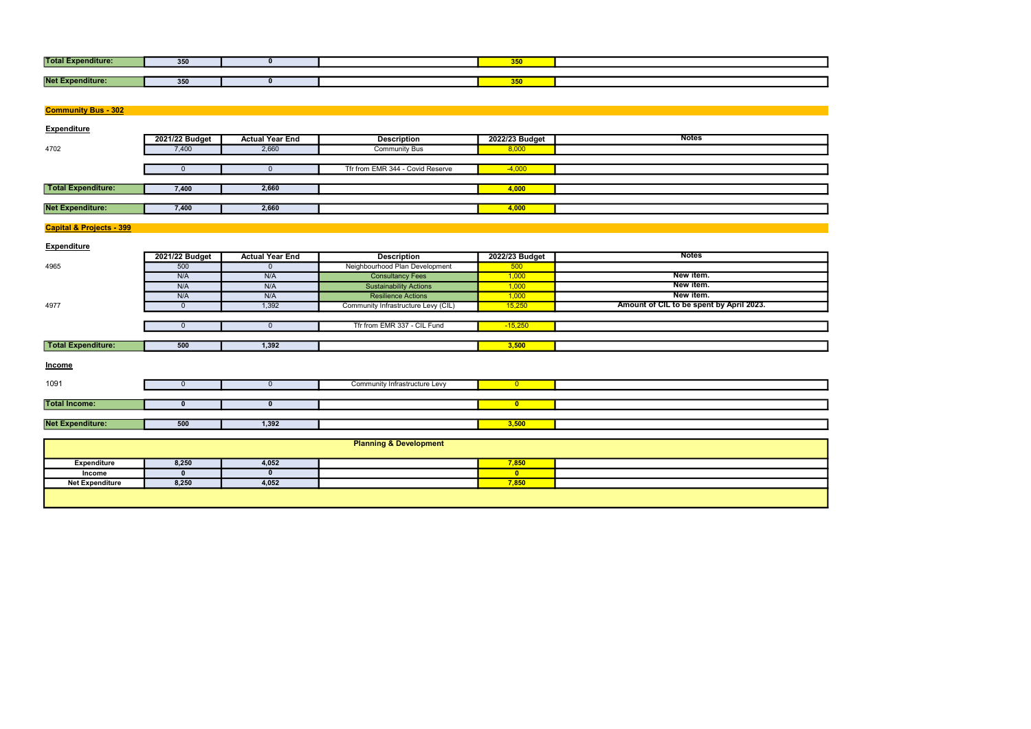| | 2021/22 Budget | Actual Year End | Description | 2022/23 Budget | Notes |
|---|---|---|---|---|---|
| **Total Expenditure:** | **350** | **0** | | **350** | |
| **Net Expenditure:** | **350** | **0** | | **350** | |

## Community Bus - 302

**Expenditure**

| | 2021/22 Budget | Actual Year End | Description | 2022/23 Budget | Notes |
|---|---|---|---|---|---|
| 4702 | 7,400 | 2,660 | Community Bus | 8,000 | |
| | 0 | 0 | Tfr from EMR 344 - Covid Reserve | -4,000 | |
| **Total Expenditure:** | **7,400** | **2,660** | | **4,000** | |
| **Net Expenditure:** | **7,400** | **2,660** | | **4,000** | |

## Capital & Projects - 399

**Expenditure**

| | 2021/22 Budget | Actual Year End | Description | 2022/23 Budget | Notes |
|---|---|---|---|---|---|
| 4965 | 500 | 0 | Neighbourhood Plan Development | 500 | |
| | N/A | N/A | Consultancy Fees | 1,000 | **New item.** |
| | N/A | N/A | Sustainability Actions | 1,000 | **New item.** |
| | N/A | N/A | Resilience Actions | 1,000 | **New item.** |
| 4977 | 0 | 1,392 | Community Infrastructure Levy (CIL) | 15,250 | **Amount of CIL to be spent by April 2023.** |
| | 0 | 0 | Tfr from EMR 337 - CIL Fund | -15,250 | |
| **Total Expenditure:** | **500** | **1,392** | | **3,500** | |

**Income**

| | 2021/22 Budget | Actual Year End | Description | 2022/23 Budget | Notes |
|---|---|---|---|---|---|
| 1091 | 0 | 0 | Community Infrastructure Levy | 0 | |
| **Total Income:** | **0** | **0** | | **0** | |
| **Net Expenditure:** | **500** | **1,392** | | **3,500** | |

## Planning & Development

| | 2021/22 Budget | Actual Year End | | 2022/23 Budget | |
|---|---|---|---|---|---|
| **Expenditure** | **8,250** | **4,052** | | **7,850** | |
| **Income** | **0** | **0** | | **0** | |
| **Net Expenditure** | **8,250** | **4,052** | | **7,850** | |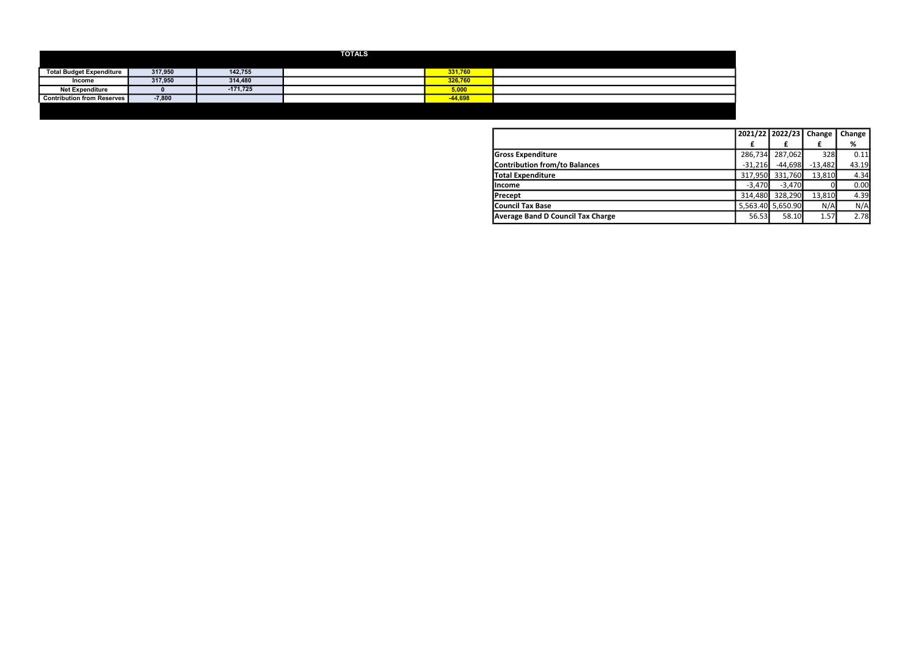## TOTALS

| | | | | | |
|---|---|---|---|---|---|
| Total Budget Expenditure | 317,950 | 142,755 | | 331,760 | |
| Income | 317,950 | 314,480 | | 326,760 | |
| Net Expenditure | 0 | -171,725 | | 5,000 | |
| Contribution from Reserves | -7,800 | | | -44,698 | |

| | 2021/22 | 2022/23 | Change | Change |
|---|---|---|---|---|
| | £ | £ | £ | % |
| **Gross Expenditure** | 286,734 | 287,062 | 328 | 0.11 |
| **Contribution from/to Balances** | -31,216 | -44,698 | -13,482 | 43.19 |
| **Total Expenditure** | 317,950 | 331,760 | 13,810 | 4.34 |
| **Income** | -3,470 | -3,470 | 0 | 0.00 |
| **Precept** | 314,480 | 328,290 | 13,810 | 4.39 |
| **Council Tax Base** | 5,563.40 | 5,650.90 | N/A | N/A |
| **Average Band D Council Tax Charge** | 56.53 | 58.10 | 1.57 | 2.78 |